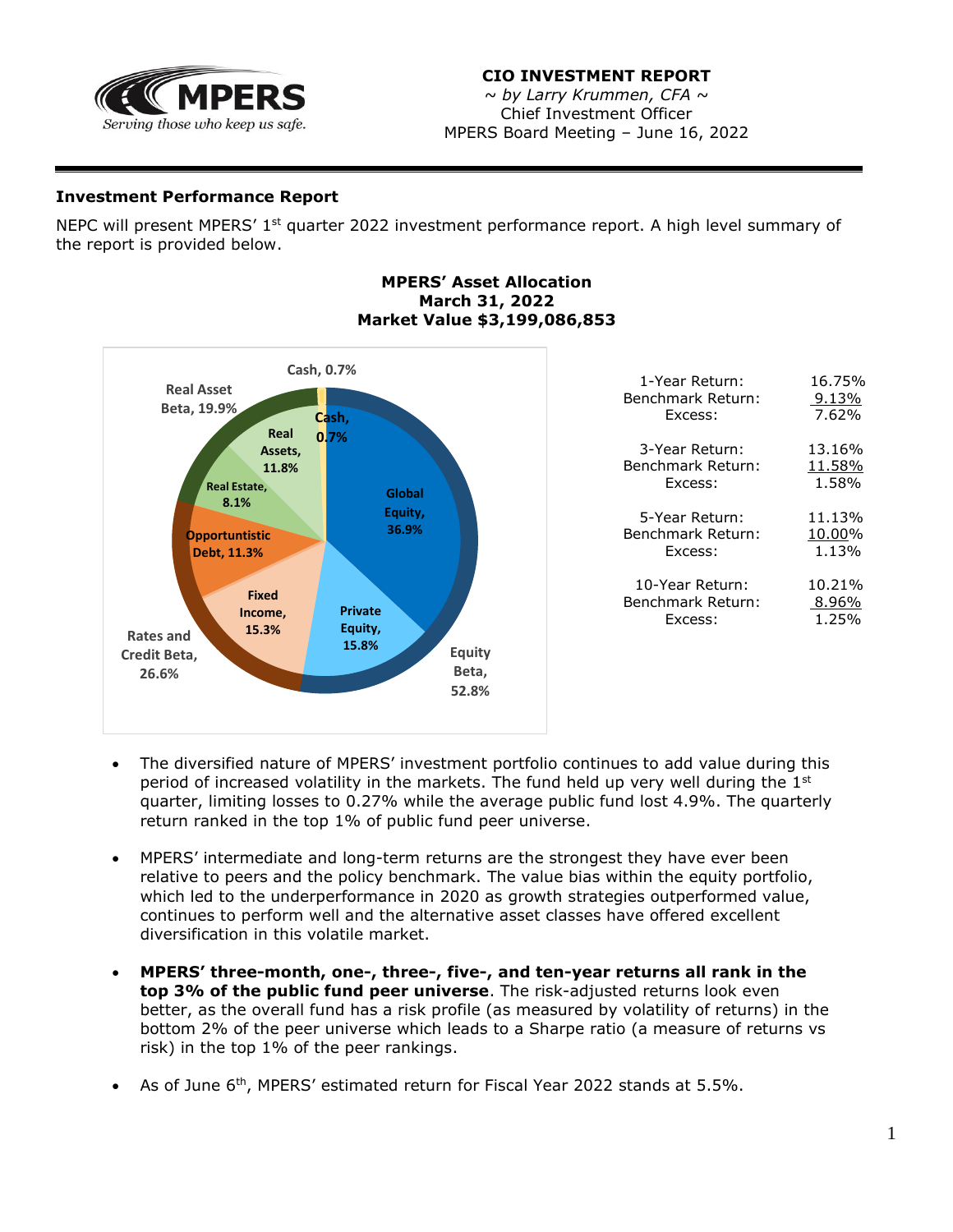**CIO INVESTMENT REPORT**
*~ by Larry Krummen, CFA ~*
Chief Investment Officer
MPERS Board Meeting – June 16, 2022

### Investment Performance Report

NEPC will present MPERS' 1st quarter 2022 investment performance report. A high level summary of the report is provided below.

**MPERS' Asset Allocation**
**March 31, 2022**
**Market Value $3,199,086,853**

| Category | Allocation |
| --- | --- |
| Global Equity | 36.9% |
| Private Equity | 15.8% |
| **Equity Beta** | **52.8%** |
| Fixed Income | 15.3% |
| Opportuntistic Debt | 11.3% |
| **Rates and Credit Beta** | **26.6%** |
| Real Estate | 8.1% |
| Real Assets | 11.8% |
| **Real Asset Beta** | **19.9%** |
| Cash | 0.7% |

| | |
| --- | --- |
| 1-Year Return: | 16.75% |
| Benchmark Return: | 9.13% |
| Excess: | 7.62% |
| 3-Year Return: | 13.16% |
| Benchmark Return: | 11.58% |
| Excess: | 1.58% |
| 5-Year Return: | 11.13% |
| Benchmark Return: | 10.00% |
| Excess: | 1.13% |
| 10-Year Return: | 10.21% |
| Benchmark Return: | 8.96% |
| Excess: | 1.25% |

- The diversified nature of MPERS' investment portfolio continues to add value during this period of increased volatility in the markets. The fund held up very well during the 1st quarter, limiting losses to 0.27% while the average public fund lost 4.9%. The quarterly return ranked in the top 1% of public fund peer universe.
- MPERS' intermediate and long-term returns are the strongest they have ever been relative to peers and the policy benchmark. The value bias within the equity portfolio, which led to the underperformance in 2020 as growth strategies outperformed value, continues to perform well and the alternative asset classes have offered excellent diversification in this volatile market.
- **MPERS' three-month, one-, three-, five-, and ten-year returns all rank in the top 3% of the public fund peer universe**. The risk-adjusted returns look even better, as the overall fund has a risk profile (as measured by volatility of returns) in the bottom 2% of the peer universe which leads to a Sharpe ratio (a measure of returns vs risk) in the top 1% of the peer rankings.
- As of June 6th, MPERS' estimated return for Fiscal Year 2022 stands at 5.5%.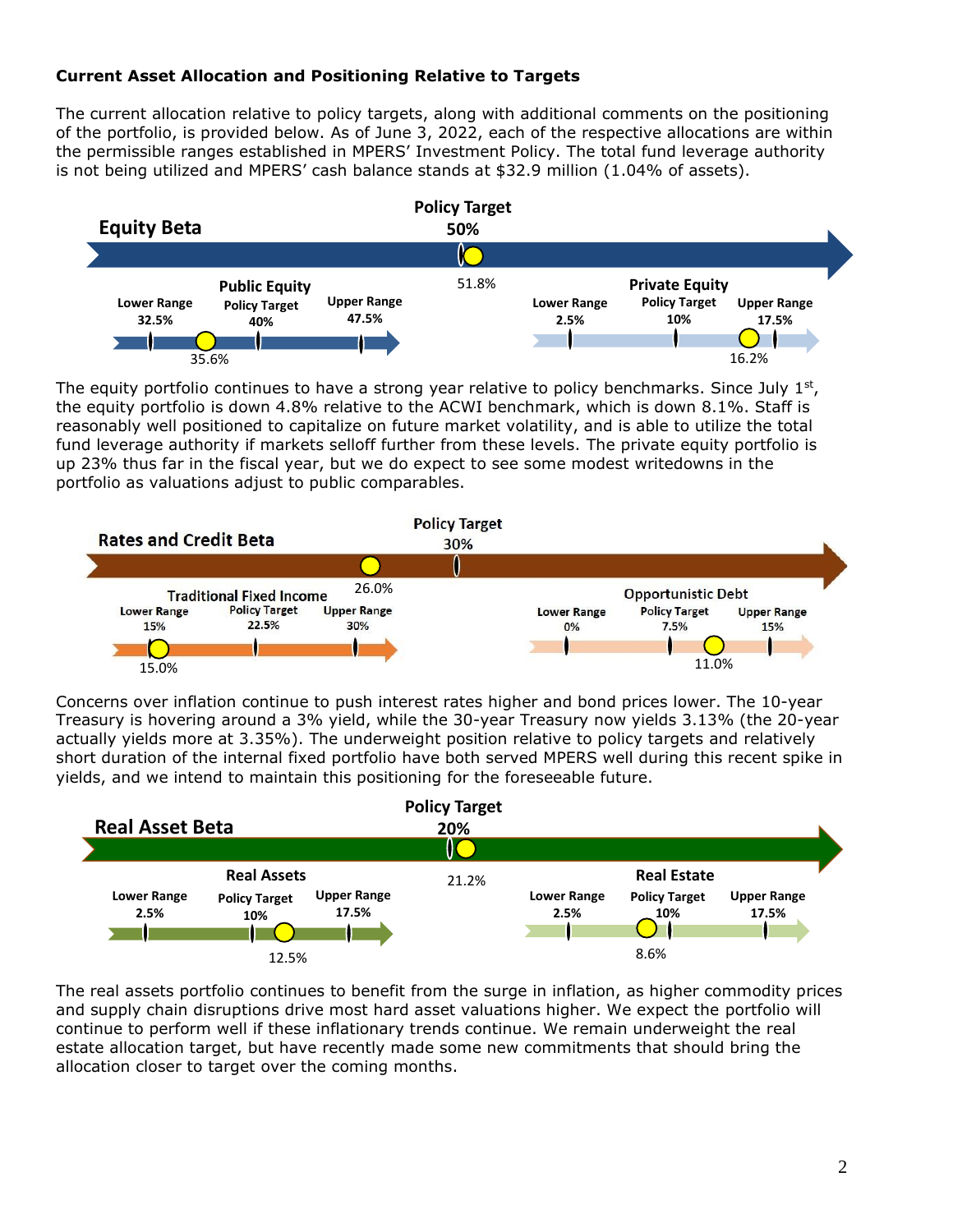**Current Asset Allocation and Positioning Relative to Targets**

The current allocation relative to policy targets, along with additional comments on the positioning of the portfolio, is provided below. As of June 3, 2022, each of the respective allocations are within the permissible ranges established in MPERS' Investment Policy. The total fund leverage authority is not being utilized and MPERS' cash balance stands at $32.9 million (1.04% of assets).

Equity Beta
Policy Target 50%
51.8%

Public Equity
Lower Range 32.5%
Policy Target 40%
Upper Range 47.5%
35.6%

Private Equity
Lower Range 2.5%
Policy Target 10%
Upper Range 17.5%
16.2%

The equity portfolio continues to have a strong year relative to policy benchmarks. Since July 1[st], the equity portfolio is down 4.8% relative to the ACWI benchmark, which is down 8.1%. Staff is reasonably well positioned to capitalize on future market volatility, and is able to utilize the total fund leverage authority if markets selloff further from these levels. The private equity portfolio is up 23% thus far in the fiscal year, but we do expect to see some modest writedowns in the portfolio as valuations adjust to public comparables.

Rates and Credit Beta
Policy Target 30%
26.0%

Traditional Fixed Income
Lower Range 15%
Policy Target 22.5%
Upper Range 30%
15.0%

Opportunistic Debt
Lower Range 0%
Policy Target 7.5%
Upper Range 15%
11.0%

Concerns over inflation continue to push interest rates higher and bond prices lower. The 10-year Treasury is hovering around a 3% yield, while the 30-year Treasury now yields 3.13% (the 20-year actually yields more at 3.35%). The underweight position relative to policy targets and relatively short duration of the internal fixed portfolio have both served MPERS well during this recent spike in yields, and we intend to maintain this positioning for the foreseeable future.

Real Asset Beta
Policy Target 20%
21.2%

Real Assets
Lower Range 2.5%
Policy Target 10%
Upper Range 17.5%
12.5%

Real Estate
Lower Range 2.5%
Policy Target 10%
Upper Range 17.5%
8.6%

The real assets portfolio continues to benefit from the surge in inflation, as higher commodity prices and supply chain disruptions drive most hard asset valuations higher. We expect the portfolio will continue to perform well if these inflationary trends continue. We remain underweight the real estate allocation target, but have recently made some new commitments that should bring the allocation closer to target over the coming months.